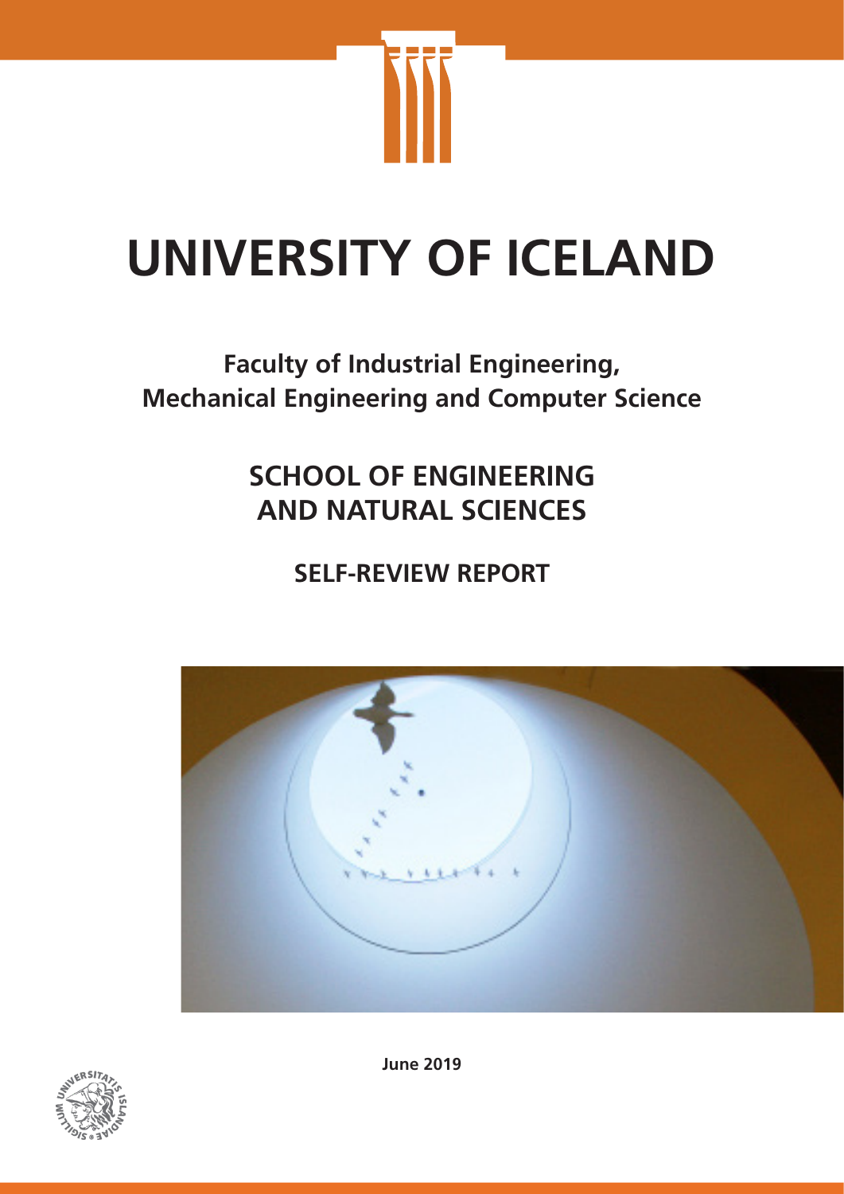# UNIVERSITY OF ICELAND

## Faculty of Industrial Engineering, Mechanical Engineering and Computer Science

## SCHOOL OF ENGINEERING AND NATURAL SCIENCES

## SELF-REVIEW REPORT

**June 2019**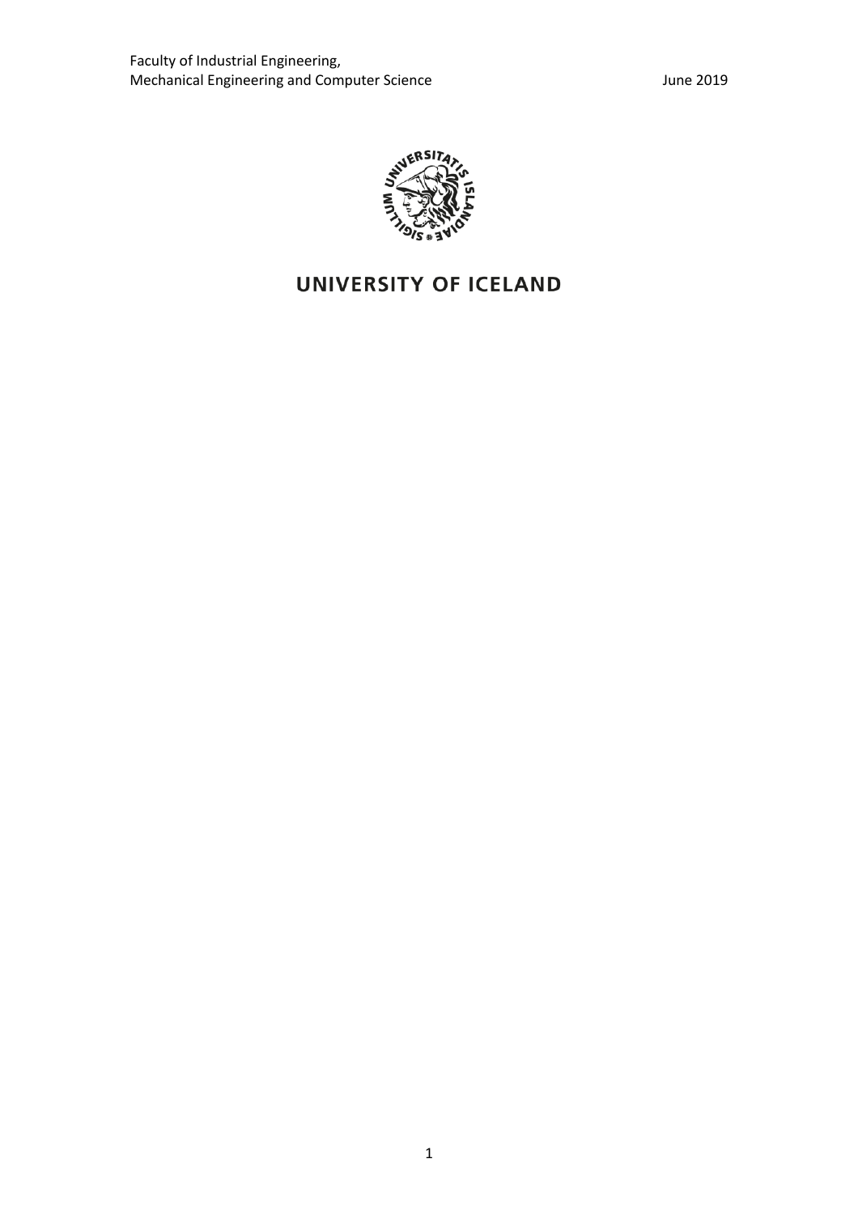Faculty of Industrial Engineering,
Mechanical Engineering and Computer Science

June 2019

UNIVERSITY OF ICELAND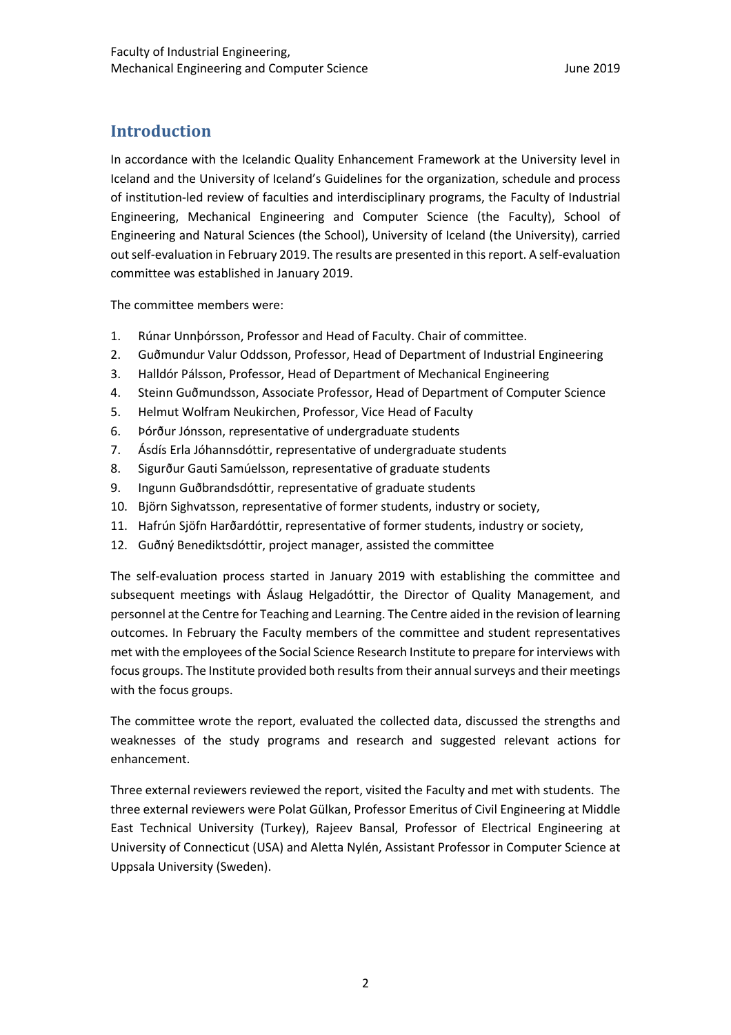## Introduction

In accordance with the Icelandic Quality Enhancement Framework at the University level in Iceland and the University of Iceland's Guidelines for the organization, schedule and process of institution-led review of faculties and interdisciplinary programs, the Faculty of Industrial Engineering, Mechanical Engineering and Computer Science (the Faculty), School of Engineering and Natural Sciences (the School), University of Iceland (the University), carried out self-evaluation in February 2019. The results are presented in this report. A self-evaluation committee was established in January 2019.

The committee members were:

1. Rúnar Unnþórsson, Professor and Head of Faculty. Chair of committee.
2. Guðmundur Valur Oddsson, Professor, Head of Department of Industrial Engineering
3. Halldór Pálsson, Professor, Head of Department of Mechanical Engineering
4. Steinn Guðmundsson, Associate Professor, Head of Department of Computer Science
5. Helmut Wolfram Neukirchen, Professor, Vice Head of Faculty
6. Þórður Jónsson, representative of undergraduate students
7. Ásdís Erla Jóhannsdóttir, representative of undergraduate students
8. Sigurður Gauti Samúelsson, representative of graduate students
9. Ingunn Guðbrandsdóttir, representative of graduate students
10. Björn Sighvatsson, representative of former students, industry or society,
11. Hafrún Sjöfn Harðardóttir, representative of former students, industry or society,
12. Guðný Benediktsdóttir, project manager, assisted the committee

The self-evaluation process started in January 2019 with establishing the committee and subsequent meetings with Áslaug Helgadóttir, the Director of Quality Management, and personnel at the Centre for Teaching and Learning. The Centre aided in the revision of learning outcomes. In February the Faculty members of the committee and student representatives met with the employees of the Social Science Research Institute to prepare for interviews with focus groups. The Institute provided both results from their annual surveys and their meetings with the focus groups.

The committee wrote the report, evaluated the collected data, discussed the strengths and weaknesses of the study programs and research and suggested relevant actions for enhancement.

Three external reviewers reviewed the report, visited the Faculty and met with students. The three external reviewers were Polat Gülkan, Professor Emeritus of Civil Engineering at Middle East Technical University (Turkey), Rajeev Bansal, Professor of Electrical Engineering at University of Connecticut (USA) and Aletta Nylén, Assistant Professor in Computer Science at Uppsala University (Sweden).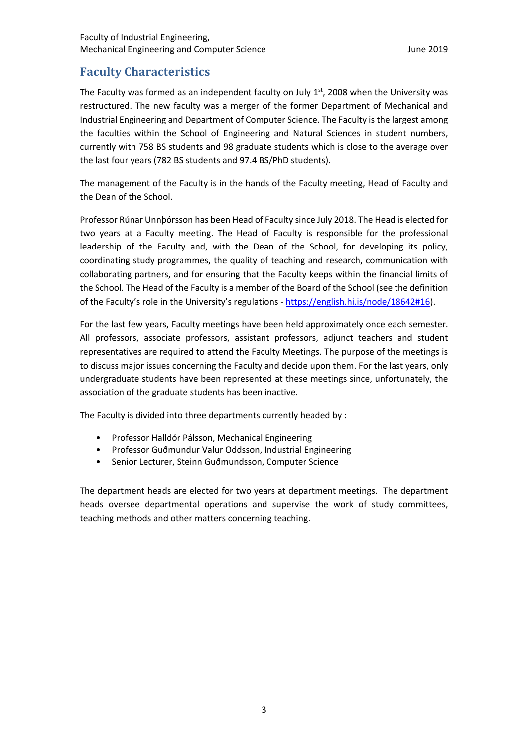## Faculty Characteristics

The Faculty was formed as an independent faculty on July 1st, 2008 when the University was restructured. The new faculty was a merger of the former Department of Mechanical and Industrial Engineering and Department of Computer Science. The Faculty is the largest among the faculties within the School of Engineering and Natural Sciences in student numbers, currently with 758 BS students and 98 graduate students which is close to the average over the last four years (782 BS students and 97.4 BS/PhD students).

The management of the Faculty is in the hands of the Faculty meeting, Head of Faculty and the Dean of the School.

Professor Rúnar Unnþórsson has been Head of Faculty since July 2018. The Head is elected for two years at a Faculty meeting. The Head of Faculty is responsible for the professional leadership of the Faculty and, with the Dean of the School, for developing its policy, coordinating study programmes, the quality of teaching and research, communication with collaborating partners, and for ensuring that the Faculty keeps within the financial limits of the School. The Head of the Faculty is a member of the Board of the School (see the definition of the Faculty's role in the University's regulations - [https://english.hi.is/node/18642#16](https://english.hi.is/node/18642#16)).

For the last few years, Faculty meetings have been held approximately once each semester. All professors, associate professors, assistant professors, adjunct teachers and student representatives are required to attend the Faculty Meetings. The purpose of the meetings is to discuss major issues concerning the Faculty and decide upon them. For the last years, only undergraduate students have been represented at these meetings since, unfortunately, the association of the graduate students has been inactive.

The Faculty is divided into three departments currently headed by :

- Professor Halldór Pálsson, Mechanical Engineering
- Professor Guðmundur Valur Oddsson, Industrial Engineering
- Senior Lecturer, Steinn Guðmundsson, Computer Science

The department heads are elected for two years at department meetings. The department heads oversee departmental operations and supervise the work of study committees, teaching methods and other matters concerning teaching.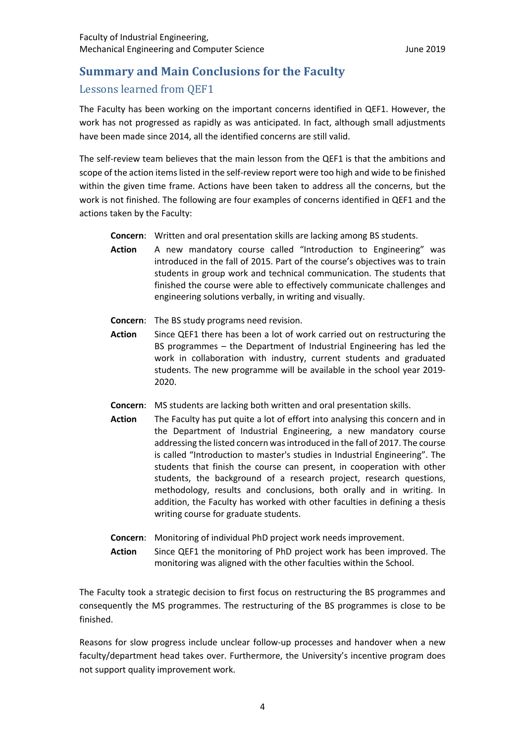## Summary and Main Conclusions for the Faculty

### Lessons learned from QEF1

The Faculty has been working on the important concerns identified in QEF1. However, the work has not progressed as rapidly as was anticipated. In fact, although small adjustments have been made since 2014, all the identified concerns are still valid.

The self-review team believes that the main lesson from the QEF1 is that the ambitions and scope of the action items listed in the self-review report were too high and wide to be finished within the given time frame. Actions have been taken to address all the concerns, but the work is not finished. The following are four examples of concerns identified in QEF1 and the actions taken by the Faculty:

**Concern**: Written and oral presentation skills are lacking among BS students.

**Action** A new mandatory course called "Introduction to Engineering" was introduced in the fall of 2015. Part of the course's objectives was to train students in group work and technical communication. The students that finished the course were able to effectively communicate challenges and engineering solutions verbally, in writing and visually.

**Concern**: The BS study programs need revision.

**Action** Since QEF1 there has been a lot of work carried out on restructuring the BS programmes – the Department of Industrial Engineering has led the work in collaboration with industry, current students and graduated students. The new programme will be available in the school year 2019-2020.

**Concern**: MS students are lacking both written and oral presentation skills.

**Action** The Faculty has put quite a lot of effort into analysing this concern and in the Department of Industrial Engineering, a new mandatory course addressing the listed concern was introduced in the fall of 2017. The course is called "Introduction to master's studies in Industrial Engineering". The students that finish the course can present, in cooperation with other students, the background of a research project, research questions, methodology, results and conclusions, both orally and in writing. In addition, the Faculty has worked with other faculties in defining a thesis writing course for graduate students.

**Concern**: Monitoring of individual PhD project work needs improvement.

**Action** Since QEF1 the monitoring of PhD project work has been improved. The monitoring was aligned with the other faculties within the School.

The Faculty took a strategic decision to first focus on restructuring the BS programmes and consequently the MS programmes. The restructuring of the BS programmes is close to be finished.

Reasons for slow progress include unclear follow-up processes and handover when a new faculty/department head takes over. Furthermore, the University's incentive program does not support quality improvement work.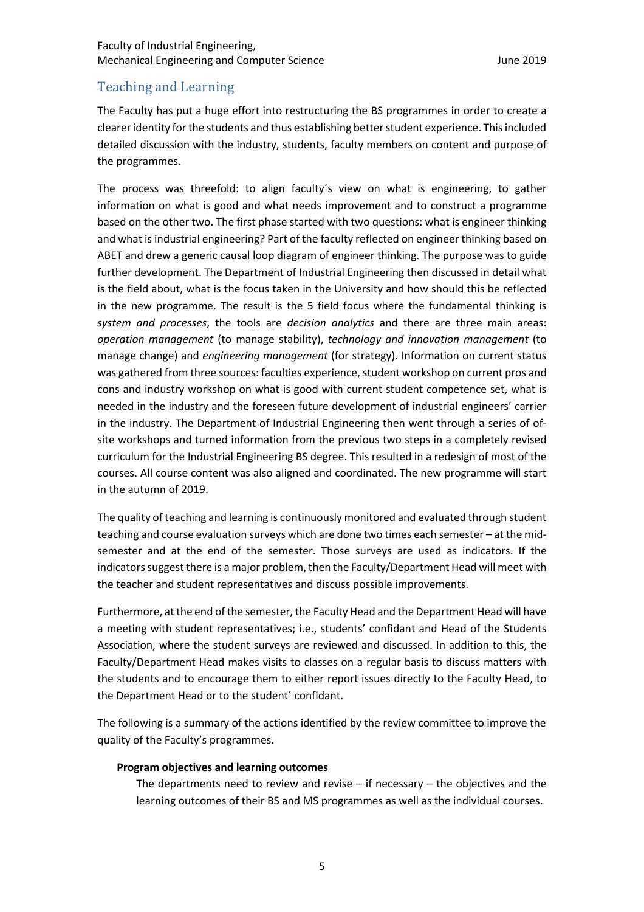## Teaching and Learning

The Faculty has put a huge effort into restructuring the BS programmes in order to create a clearer identity for the students and thus establishing better student experience. This included detailed discussion with the industry, students, faculty members on content and purpose of the programmes.

The process was threefold: to align faculty´s view on what is engineering, to gather information on what is good and what needs improvement and to construct a programme based on the other two. The first phase started with two questions: what is engineer thinking and what is industrial engineering? Part of the faculty reflected on engineer thinking based on ABET and drew a generic causal loop diagram of engineer thinking. The purpose was to guide further development. The Department of Industrial Engineering then discussed in detail what is the field about, what is the focus taken in the University and how should this be reflected in the new programme. The result is the 5 field focus where the fundamental thinking is *system and processes*, the tools are *decision analytics* and there are three main areas: *operation management* (to manage stability), *technology and innovation management* (to manage change) and *engineering management* (for strategy). Information on current status was gathered from three sources: faculties experience, student workshop on current pros and cons and industry workshop on what is good with current student competence set, what is needed in the industry and the foreseen future development of industrial engineers' carrier in the industry. The Department of Industrial Engineering then went through a series of of-site workshops and turned information from the previous two steps in a completely revised curriculum for the Industrial Engineering BS degree. This resulted in a redesign of most of the courses. All course content was also aligned and coordinated. The new programme will start in the autumn of 2019.

The quality of teaching and learning is continuously monitored and evaluated through student teaching and course evaluation surveys which are done two times each semester – at the mid-semester and at the end of the semester. Those surveys are used as indicators. If the indicators suggest there is a major problem, then the Faculty/Department Head will meet with the teacher and student representatives and discuss possible improvements.

Furthermore, at the end of the semester, the Faculty Head and the Department Head will have a meeting with student representatives; i.e., students' confidant and Head of the Students Association, where the student surveys are reviewed and discussed. In addition to this, the Faculty/Department Head makes visits to classes on a regular basis to discuss matters with the students and to encourage them to either report issues directly to the Faculty Head, to the Department Head or to the student´ confidant.

The following is a summary of the actions identified by the review committee to improve the quality of the Faculty's programmes.

**Program objectives and learning outcomes**

The departments need to review and revise – if necessary – the objectives and the learning outcomes of their BS and MS programmes as well as the individual courses.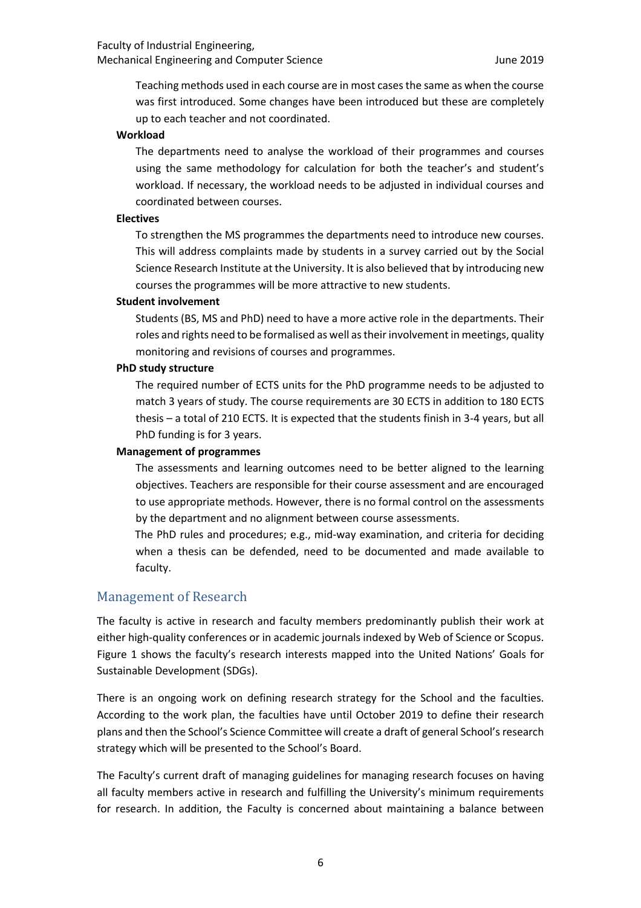Teaching methods used in each course are in most cases the same as when the course was first introduced. Some changes have been introduced but these are completely up to each teacher and not coordinated.

**Workload**

The departments need to analyse the workload of their programmes and courses using the same methodology for calculation for both the teacher's and student's workload. If necessary, the workload needs to be adjusted in individual courses and coordinated between courses.

**Electives**

To strengthen the MS programmes the departments need to introduce new courses. This will address complaints made by students in a survey carried out by the Social Science Research Institute at the University. It is also believed that by introducing new courses the programmes will be more attractive to new students.

**Student involvement**

Students (BS, MS and PhD) need to have a more active role in the departments. Their roles and rights need to be formalised as well as their involvement in meetings, quality monitoring and revisions of courses and programmes.

**PhD study structure**

The required number of ECTS units for the PhD programme needs to be adjusted to match 3 years of study. The course requirements are 30 ECTS in addition to 180 ECTS thesis – a total of 210 ECTS. It is expected that the students finish in 3-4 years, but all PhD funding is for 3 years.

**Management of programmes**

The assessments and learning outcomes need to be better aligned to the learning objectives. Teachers are responsible for their course assessment and are encouraged to use appropriate methods. However, there is no formal control on the assessments by the department and no alignment between course assessments.

The PhD rules and procedures; e.g., mid-way examination, and criteria for deciding when a thesis can be defended, need to be documented and made available to faculty.

## Management of Research

The faculty is active in research and faculty members predominantly publish their work at either high-quality conferences or in academic journals indexed by Web of Science or Scopus. Figure 1 shows the faculty's research interests mapped into the United Nations' Goals for Sustainable Development (SDGs).

There is an ongoing work on defining research strategy for the School and the faculties. According to the work plan, the faculties have until October 2019 to define their research plans and then the School's Science Committee will create a draft of general School's research strategy which will be presented to the School's Board.

The Faculty's current draft of managing guidelines for managing research focuses on having all faculty members active in research and fulfilling the University's minimum requirements for research. In addition, the Faculty is concerned about maintaining a balance between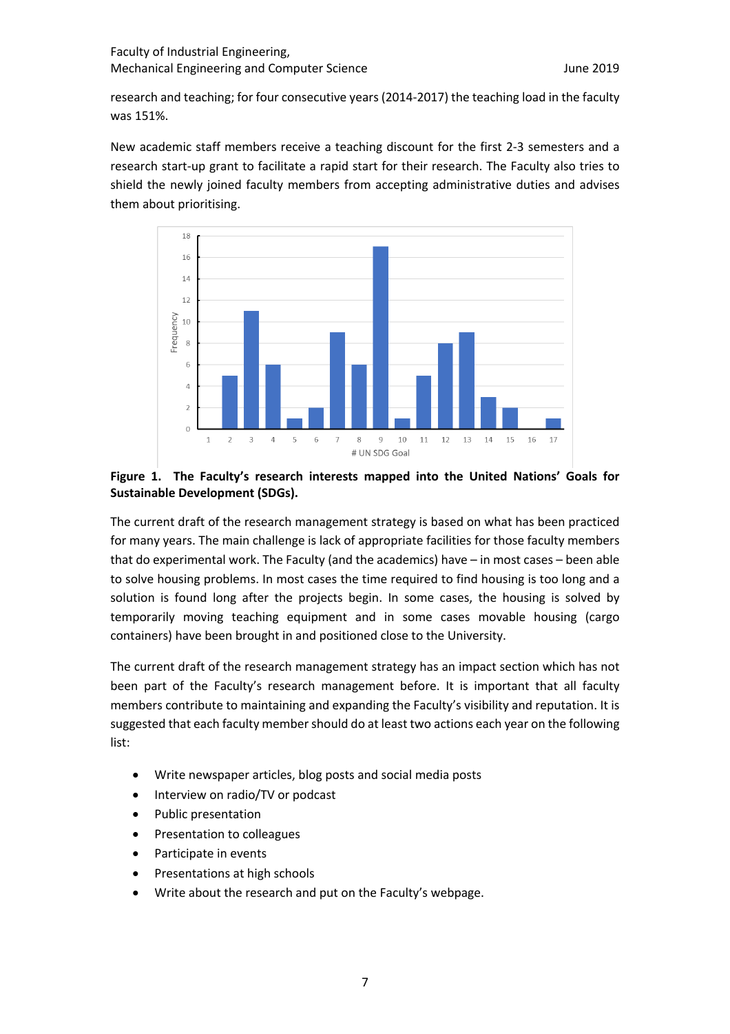research and teaching; for four consecutive years (2014-2017) the teaching load in the faculty was 151%.

New academic staff members receive a teaching discount for the first 2-3 semesters and a research start-up grant to facilitate a rapid start for their research. The Faculty also tries to shield the newly joined faculty members from accepting administrative duties and advises them about prioritising.

**Figure 1. The Faculty's research interests mapped into the United Nations' Goals for Sustainable Development (SDGs).**

The current draft of the research management strategy is based on what has been practiced for many years. The main challenge is lack of appropriate facilities for those faculty members that do experimental work. The Faculty (and the academics) have – in most cases – been able to solve housing problems. In most cases the time required to find housing is too long and a solution is found long after the projects begin. In some cases, the housing is solved by temporarily moving teaching equipment and in some cases movable housing (cargo containers) have been brought in and positioned close to the University.

The current draft of the research management strategy has an impact section which has not been part of the Faculty's research management before. It is important that all faculty members contribute to maintaining and expanding the Faculty's visibility and reputation. It is suggested that each faculty member should do at least two actions each year on the following list:

- Write newspaper articles, blog posts and social media posts
- Interview on radio/TV or podcast
- Public presentation
- Presentation to colleagues
- Participate in events
- Presentations at high schools
- Write about the research and put on the Faculty's webpage.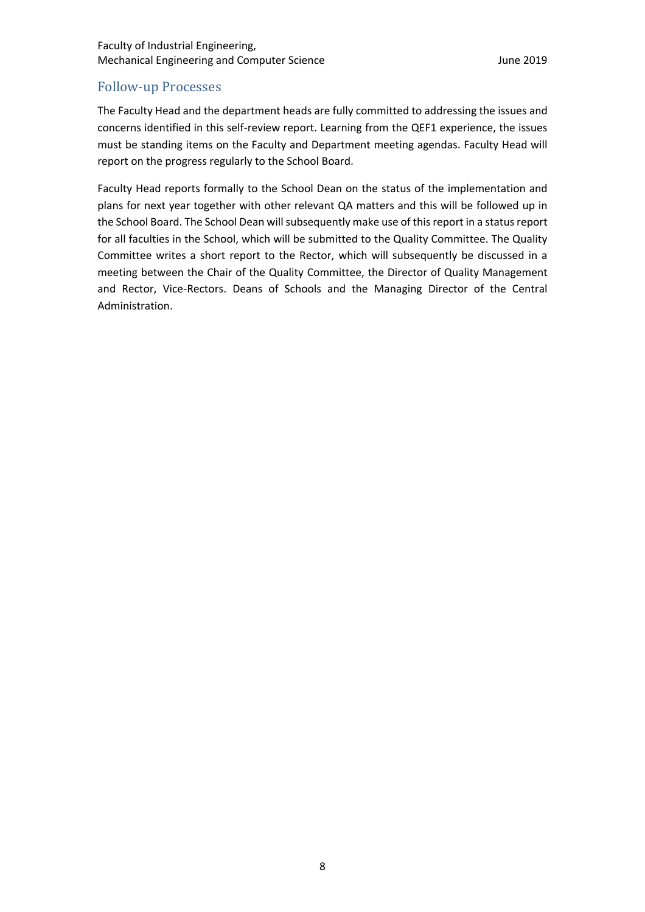## Follow-up Processes

The Faculty Head and the department heads are fully committed to addressing the issues and concerns identified in this self-review report. Learning from the QEF1 experience, the issues must be standing items on the Faculty and Department meeting agendas. Faculty Head will report on the progress regularly to the School Board.

Faculty Head reports formally to the School Dean on the status of the implementation and plans for next year together with other relevant QA matters and this will be followed up in the School Board. The School Dean will subsequently make use of this report in a status report for all faculties in the School, which will be submitted to the Quality Committee. The Quality Committee writes a short report to the Rector, which will subsequently be discussed in a meeting between the Chair of the Quality Committee, the Director of Quality Management and Rector, Vice-Rectors. Deans of Schools and the Managing Director of the Central Administration.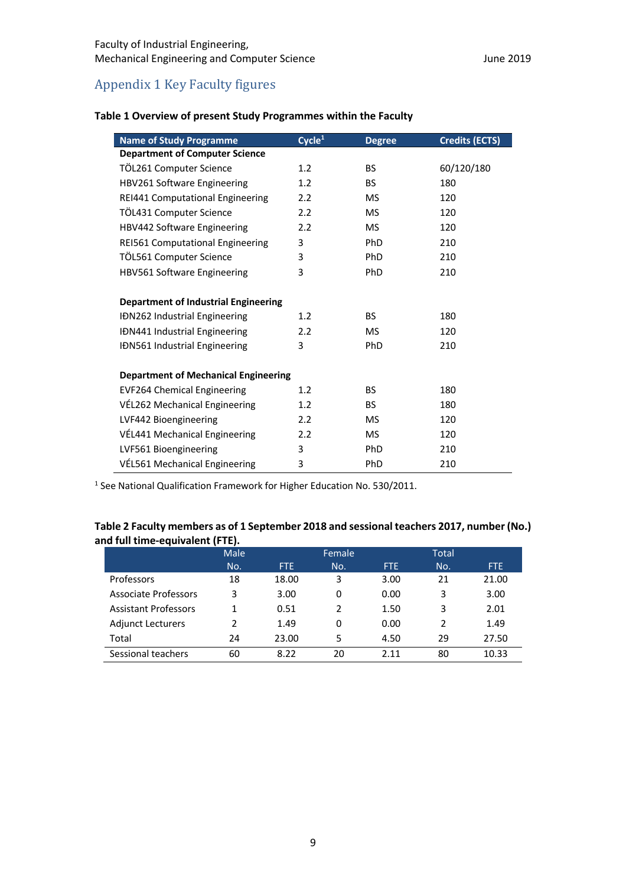## Appendix 1 Key Faculty figures

**Table 1 Overview of present Study Programmes within the Faculty**

| Name of Study Programme | Cycle[1] | Degree | Credits (ECTS) |
|---|---|---|---|
| **Department of Computer Science** | | | |
| TÖL261 Computer Science | 1.2 | BS | 60/120/180 |
| HBV261 Software Engineering | 1.2 | BS | 180 |
| REI441 Computational Engineering | 2.2 | MS | 120 |
| TÖL431 Computer Science | 2.2 | MS | 120 |
| HBV442 Software Engineering | 2.2 | MS | 120 |
| REI561 Computational Engineering | 3 | PhD | 210 |
| TÖL561 Computer Science | 3 | PhD | 210 |
| HBV561 Software Engineering | 3 | PhD | 210 |
| | | | |
| **Department of Industrial Engineering** | | | |
| IÐN262 Industrial Engineering | 1.2 | BS | 180 |
| IÐN441 Industrial Engineering | 2.2 | MS | 120 |
| IÐN561 Industrial Engineering | 3 | PhD | 210 |
| | | | |
| **Department of Mechanical Engineering** | | | |
| EVF264 Chemical Engineering | 1.2 | BS | 180 |
| VÉL262 Mechanical Engineering | 1.2 | BS | 180 |
| LVF442 Bioengineering | 2.2 | MS | 120 |
| VÉL441 Mechanical Engineering | 2.2 | MS | 120 |
| LVF561 Bioengineering | 3 | PhD | 210 |
| VÉL561 Mechanical Engineering | 3 | PhD | 210 |

[1] See National Qualification Framework for Higher Education No. 530/2011.

**Table 2 Faculty members as of 1 September 2018 and sessional teachers 2017, number (No.) and full time-equivalent (FTE).**

| | Male | | Female | | Total | |
|---|---|---|---|---|---|---|
| | No. | FTE | No. | FTE | No. | FTE |
| Professors | 18 | 18.00 | 3 | 3.00 | 21 | 21.00 |
| Associate Professors | 3 | 3.00 | 0 | 0.00 | 3 | 3.00 |
| Assistant Professors | 1 | 0.51 | 2 | 1.50 | 3 | 2.01 |
| Adjunct Lecturers | 2 | 1.49 | 0 | 0.00 | 2 | 1.49 |
| Total | 24 | 23.00 | 5 | 4.50 | 29 | 27.50 |
| Sessional teachers | 60 | 8.22 | 20 | 2.11 | 80 | 10.33 |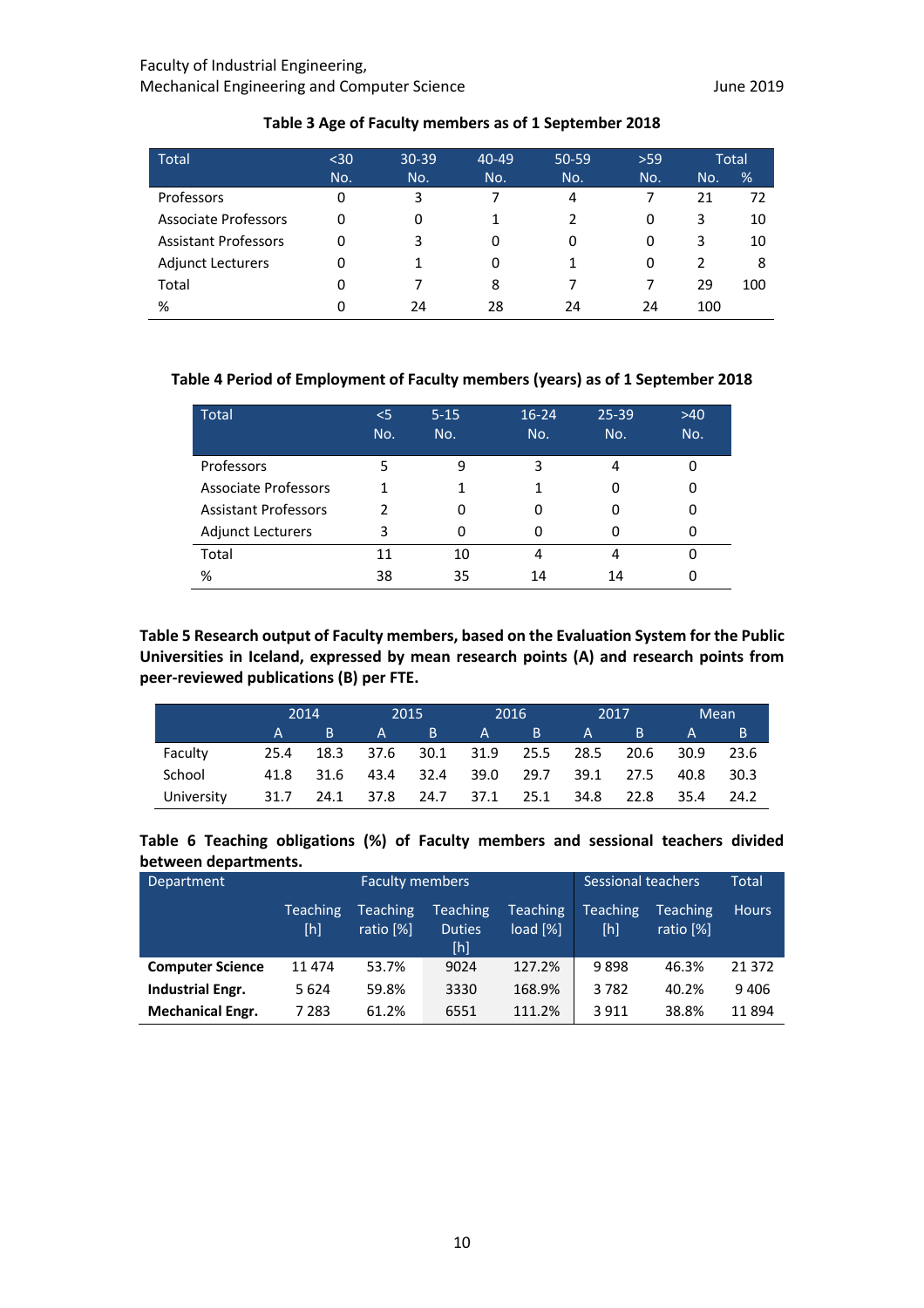**Table 3 Age of Faculty members as of 1 September 2018**

| Total | <30 No. | 30-39 No. | 40-49 No. | 50-59 No. | >59 No. | Total No. | Total % |
|---|---|---|---|---|---|---|---|
| Professors | 0 | 3 | 7 | 4 | 7 | 21 | 72 |
| Associate Professors | 0 | 0 | 1 | 2 | 0 | 3 | 10 |
| Assistant Professors | 0 | 3 | 0 | 0 | 0 | 3 | 10 |
| Adjunct Lecturers | 0 | 1 | 0 | 1 | 0 | 2 | 8 |
| Total | 0 | 7 | 8 | 7 | 7 | 29 | 100 |
| % | 0 | 24 | 28 | 24 | 24 | 100 | |

**Table 4 Period of Employment of Faculty members (years) as of 1 September 2018**

| Total | <5 No. | 5-15 No. | 16-24 No. | 25-39 No. | >40 No. |
|---|---|---|---|---|---|
| Professors | 5 | 9 | 3 | 4 | 0 |
| Associate Professors | 1 | 1 | 1 | 0 | 0 |
| Assistant Professors | 2 | 0 | 0 | 0 | 0 |
| Adjunct Lecturers | 3 | 0 | 0 | 0 | 0 |
| Total | 11 | 10 | 4 | 4 | 0 |
| % | 38 | 35 | 14 | 14 | 0 |

**Table 5 Research output of Faculty members, based on the Evaluation System for the Public Universities in Iceland, expressed by mean research points (A) and research points from peer-reviewed publications (B) per FTE.**

| | 2014 | | 2015 | | 2016 | | 2017 | | Mean | |
|---|---|---|---|---|---|---|---|---|---|---|
| | A | B | A | B | A | B | A | B | A | B |
| Faculty | 25.4 | 18.3 | 37.6 | 30.1 | 31.9 | 25.5 | 28.5 | 20.6 | 30.9 | 23.6 |
| School | 41.8 | 31.6 | 43.4 | 32.4 | 39.0 | 29.7 | 39.1 | 27.5 | 40.8 | 30.3 |
| University | 31.7 | 24.1 | 37.8 | 24.7 | 37.1 | 25.1 | 34.8 | 22.8 | 35.4 | 24.2 |

**Table 6 Teaching obligations (%) of Faculty members and sessional teachers divided between departments.**

| Department | Faculty members | | | | Sessional teachers | | Total |
|---|---|---|---|---|---|---|---|
| | Teaching [h] | Teaching ratio [%] | Teaching Duties [h] | Teaching load [%] | Teaching [h] | Teaching ratio [%] | Hours |
| **Computer Science** | 11 474 | 53.7% | 9024 | 127.2% | 9 898 | 46.3% | 21 372 |
| **Industrial Engr.** | 5 624 | 59.8% | 3330 | 168.9% | 3 782 | 40.2% | 9 406 |
| **Mechanical Engr.** | 7 283 | 61.2% | 6551 | 111.2% | 3 911 | 38.8% | 11 894 |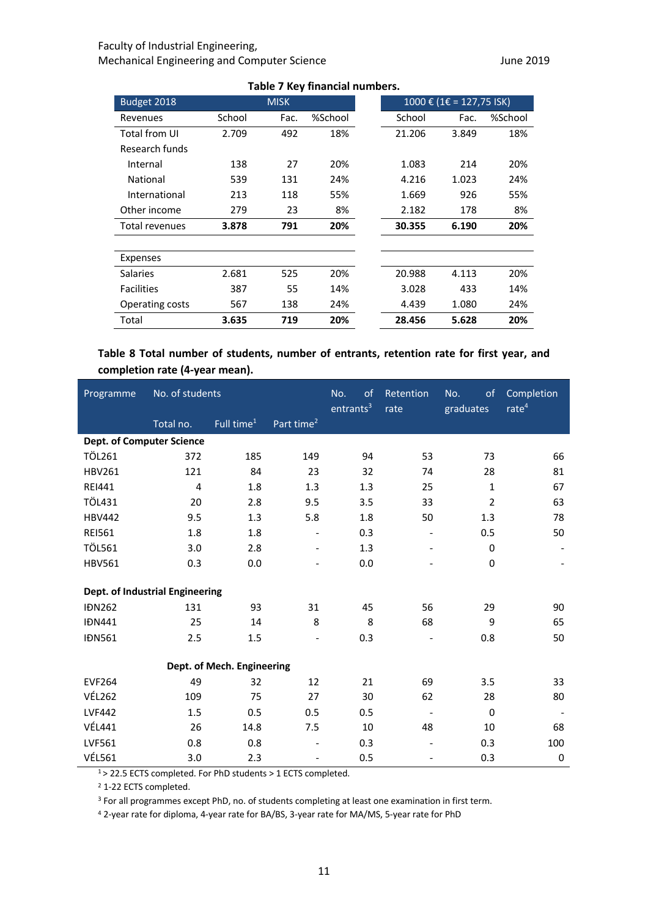**Table 7 Key financial numbers.**

| Budget 2018 | MISK | | | 1000 € (1€ = 127,75 ISK) | | |
|---|---|---|---|---|---|---|
| Revenues | School | Fac. | %School | School | Fac. | %School |
| Total from UI | 2.709 | 492 | 18% | 21.206 | 3.849 | 18% |
| Research funds | | | | | | |
| Internal | 138 | 27 | 20% | 1.083 | 214 | 20% |
| National | 539 | 131 | 24% | 4.216 | 1.023 | 24% |
| International | 213 | 118 | 55% | 1.669 | 926 | 55% |
| Other income | 279 | 23 | 8% | 2.182 | 178 | 8% |
| **Total revenues** | **3.878** | **791** | **20%** | **30.355** | **6.190** | **20%** |
| | | | | | | |
| Expenses | | | | | | |
| Salaries | 2.681 | 525 | 20% | 20.988 | 4.113 | 20% |
| Facilities | 387 | 55 | 14% | 3.028 | 433 | 14% |
| Operating costs | 567 | 138 | 24% | 4.439 | 1.080 | 24% |
| **Total** | **3.635** | **719** | **20%** | **28.456** | **5.628** | **20%** |

**Table 8 Total number of students, number of entrants, retention rate for first year, and completion rate (4-year mean).**

| Programme | No. of students | | | No. of entrants[3] | Retention rate | No. of graduates | Completion rate[4] |
|---|---|---|---|---|---|---|---|
| | Total no. | Full time[1] | Part time[2] | | | | |
| **Dept. of Computer Science** | | | | | | | |
| TÖL261 | 372 | 185 | 149 | 94 | 53 | 73 | 66 |
| HBV261 | 121 | 84 | 23 | 32 | 74 | 28 | 81 |
| REI441 | 4 | 1.8 | 1.3 | 1.3 | 25 | 1 | 67 |
| TÖL431 | 20 | 2.8 | 9.5 | 3.5 | 33 | 2 | 63 |
| HBV442 | 9.5 | 1.3 | 5.8 | 1.8 | 50 | 1.3 | 78 |
| REI561 | 1.8 | 1.8 | - | 0.3 | - | 0.5 | 50 |
| TÖL561 | 3.0 | 2.8 | - | 1.3 | - | 0 | - |
| HBV561 | 0.3 | 0.0 | - | 0.0 | - | 0 | - |
| **Dept. of Industrial Engineering** | | | | | | | |
| IÐN262 | 131 | 93 | 31 | 45 | 56 | 29 | 90 |
| IÐN441 | 25 | 14 | 8 | 8 | 68 | 9 | 65 |
| IÐN561 | 2.5 | 1.5 | - | 0.3 | - | 0.8 | 50 |
| **Dept. of Mech. Engineering** | | | | | | | |
| EVF264 | 49 | 32 | 12 | 21 | 69 | 3.5 | 33 |
| VÉL262 | 109 | 75 | 27 | 30 | 62 | 28 | 80 |
| LVF442 | 1.5 | 0.5 | 0.5 | 0.5 | - | 0 | - |
| VÉL441 | 26 | 14.8 | 7.5 | 10 | 48 | 10 | 68 |
| LVF561 | 0.8 | 0.8 | - | 0.3 | - | 0.3 | 100 |
| VÉL561 | 3.0 | 2.3 | - | 0.5 | - | 0.3 | 0 |

[1] > 22.5 ECTS completed. For PhD students > 1 ECTS completed.

[2] 1-22 ECTS completed.

[3] For all programmes except PhD, no. of students completing at least one examination in first term.

[4] 2-year rate for diploma, 4-year rate for BA/BS, 3-year rate for MA/MS, 5-year rate for PhD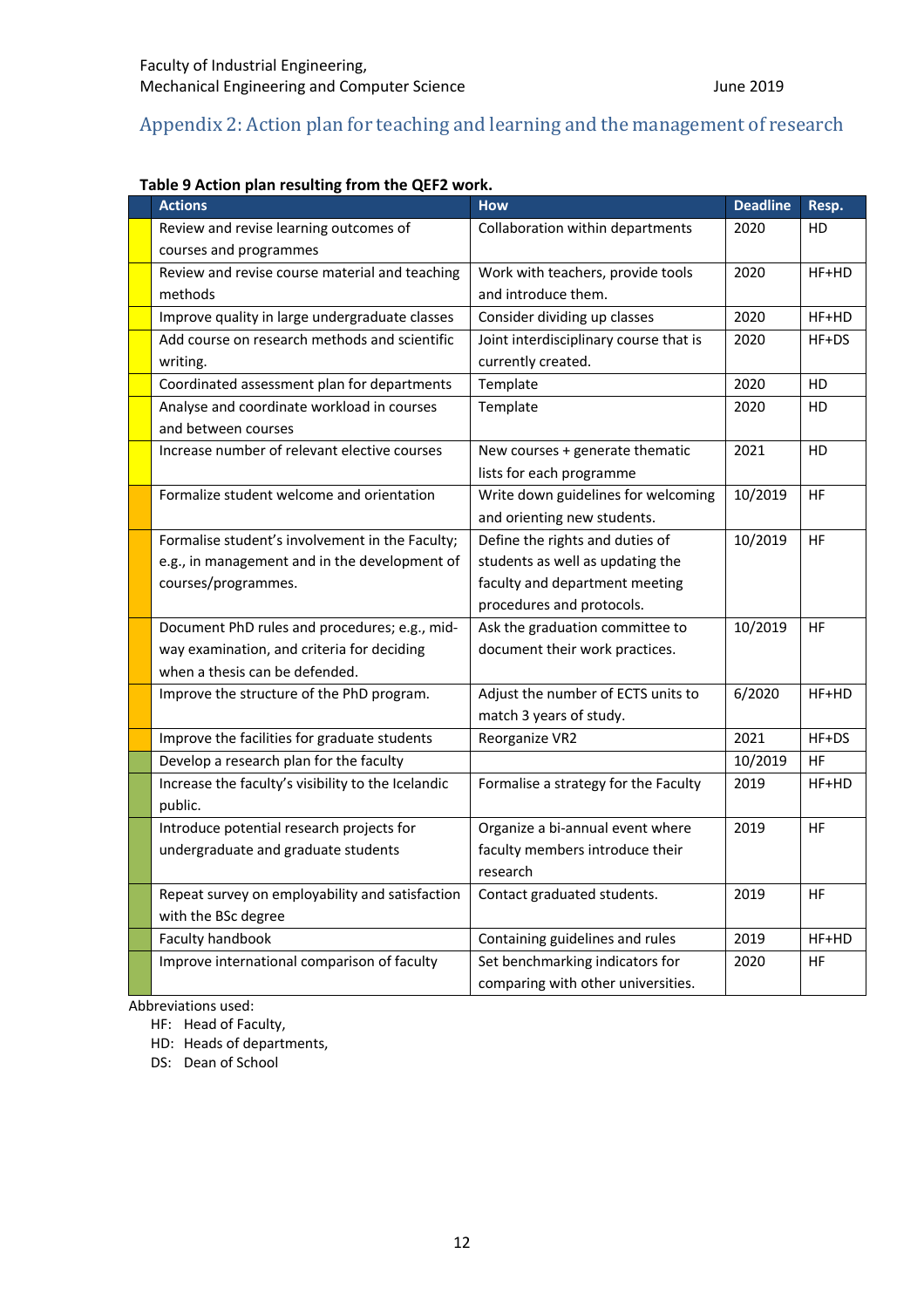## Appendix 2: Action plan for teaching and learning and the management of research

**Table 9 Action plan resulting from the QEF2 work.**

| Actions | How | Deadline | Resp. |
|---|---|---|---|
| Review and revise learning outcomes of courses and programmes | Collaboration within departments | 2020 | HD |
| Review and revise course material and teaching methods | Work with teachers, provide tools and introduce them. | 2020 | HF+HD |
| Improve quality in large undergraduate classes | Consider dividing up classes | 2020 | HF+HD |
| Add course on research methods and scientific writing. | Joint interdisciplinary course that is currently created. | 2020 | HF+DS |
| Coordinated assessment plan for departments | Template | 2020 | HD |
| Analyse and coordinate workload in courses and between courses | Template | 2020 | HD |
| Increase number of relevant elective courses | New courses + generate thematic lists for each programme | 2021 | HD |
| Formalize student welcome and orientation | Write down guidelines for welcoming and orienting new students. | 10/2019 | HF |
| Formalise student's involvement in the Faculty; e.g., in management and in the development of courses/programmes. | Define the rights and duties of students as well as updating the faculty and department meeting procedures and protocols. | 10/2019 | HF |
| Document PhD rules and procedures; e.g., mid-way examination, and criteria for deciding when a thesis can be defended. | Ask the graduation committee to document their work practices. | 10/2019 | HF |
| Improve the structure of the PhD program. | Adjust the number of ECTS units to match 3 years of study. | 6/2020 | HF+HD |
| Improve the facilities for graduate students | Reorganize VR2 | 2021 | HF+DS |
| Develop a research plan for the faculty | | 10/2019 | HF |
| Increase the faculty's visibility to the Icelandic public. | Formalise a strategy for the Faculty | 2019 | HF+HD |
| Introduce potential research projects for undergraduate and graduate students | Organize a bi-annual event where faculty members introduce their research | 2019 | HF |
| Repeat survey on employability and satisfaction with the BSc degree | Contact graduated students. | 2019 | HF |
| Faculty handbook | Containing guidelines and rules | 2019 | HF+HD |
| Improve international comparison of faculty | Set benchmarking indicators for comparing with other universities. | 2020 | HF |

Abbreviations used:

- HF: Head of Faculty,
- HD: Heads of departments,
- DS: Dean of School